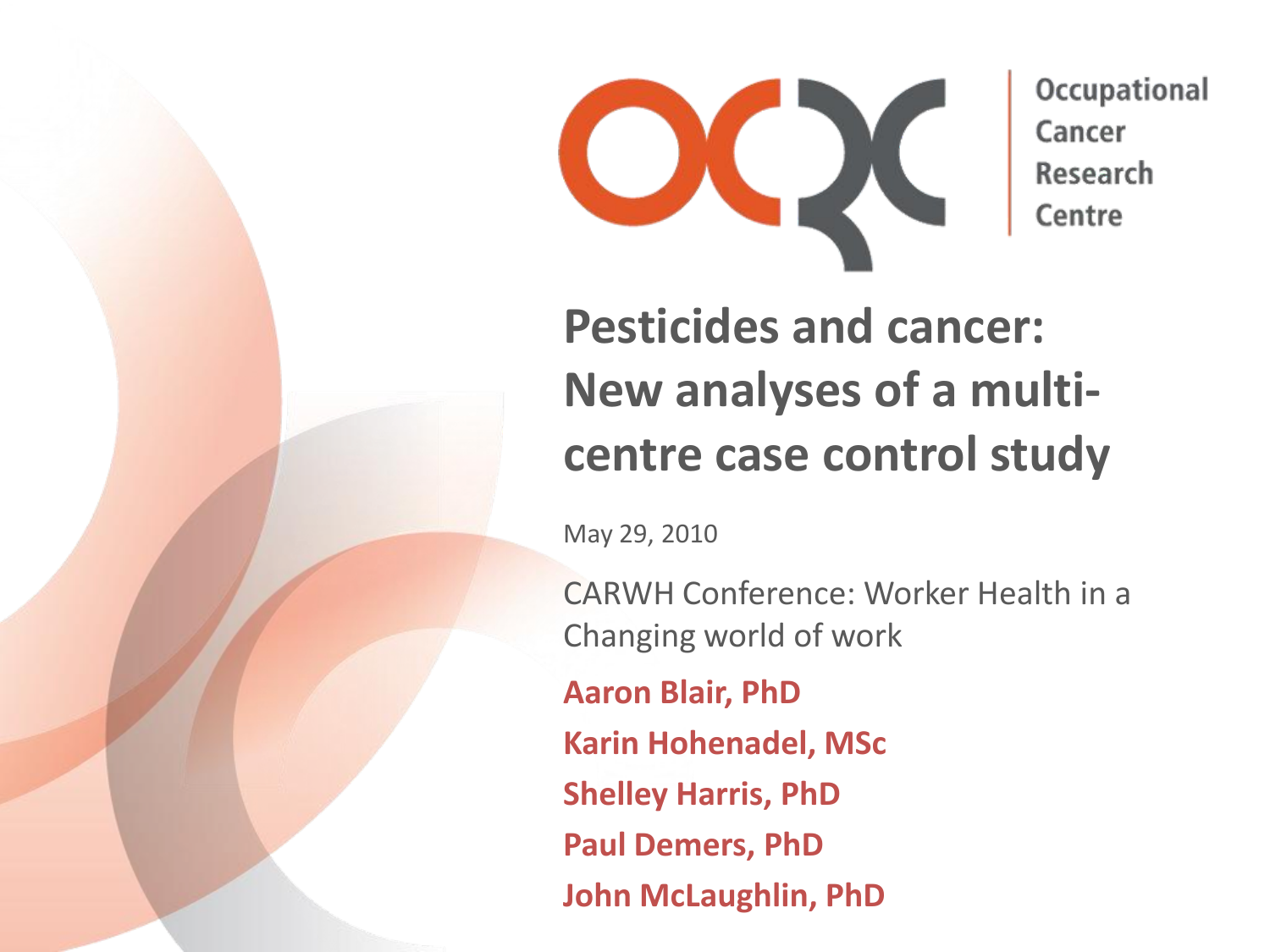Occupational Cancer Research Centre

# Pesticides and cancer: New analyses of a multi-centre case control study

May 29, 2010

CARWH Conference: Worker Health in a Changing world of work

**Aaron Blair, PhD**

**Karin Hohenadel, MSc**

**Shelley Harris, PhD**

**Paul Demers, PhD**

**John McLaughlin, PhD**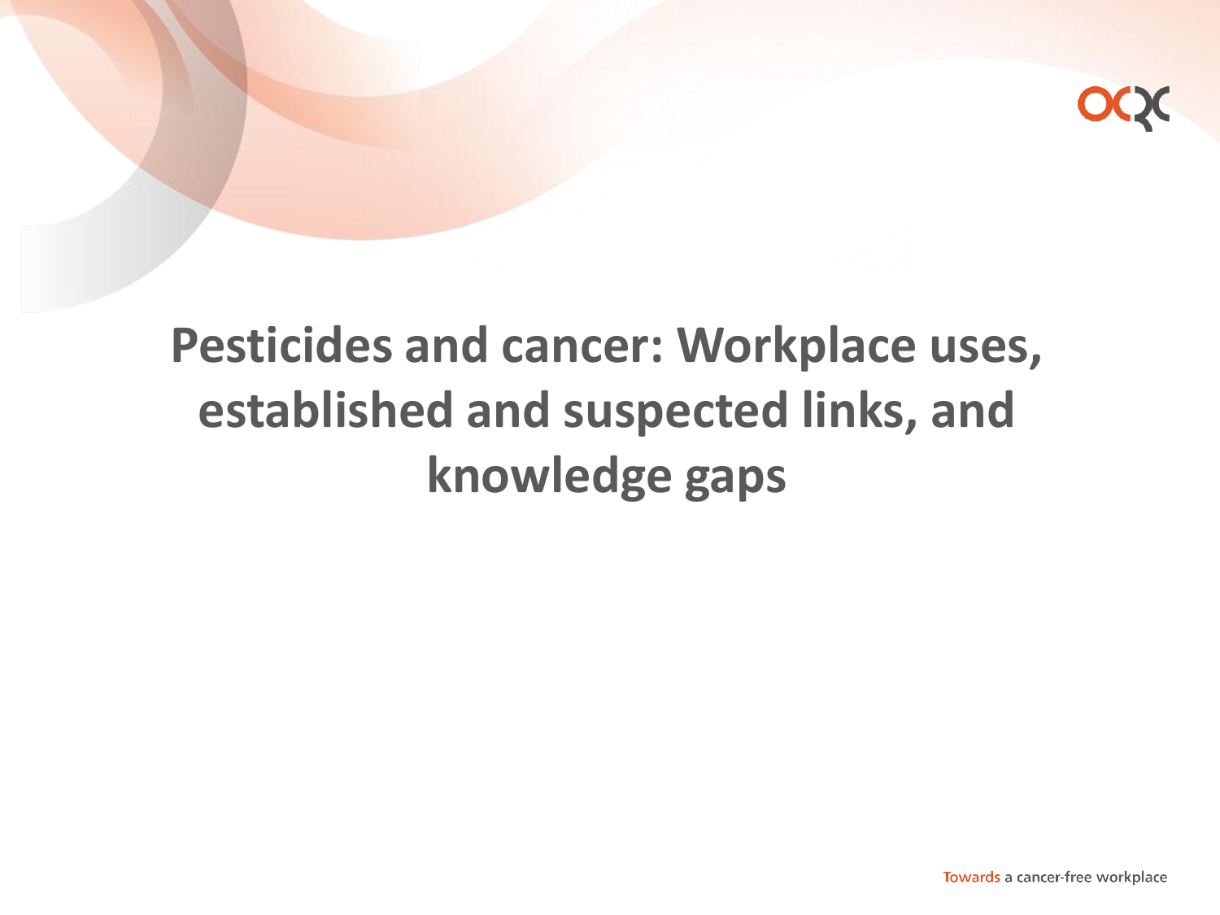# Pesticides and cancer: Workplace uses, established and suspected links, and knowledge gaps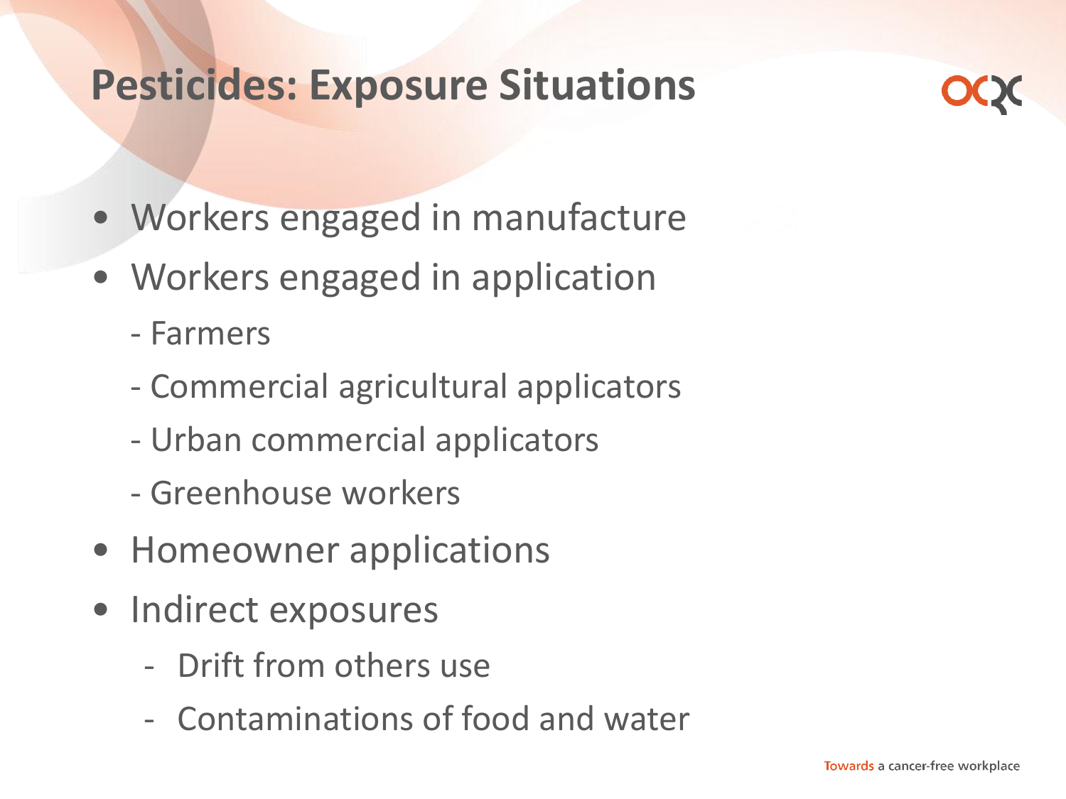# Pesticides: Exposure Situations

- Workers engaged in manufacture
- Workers engaged in application
  - Farmers
  - Commercial agricultural applicators
  - Urban commercial applicators
  - Greenhouse workers
- Homeowner applications
- Indirect exposures
  - Drift from others use
  - Contaminations of food and water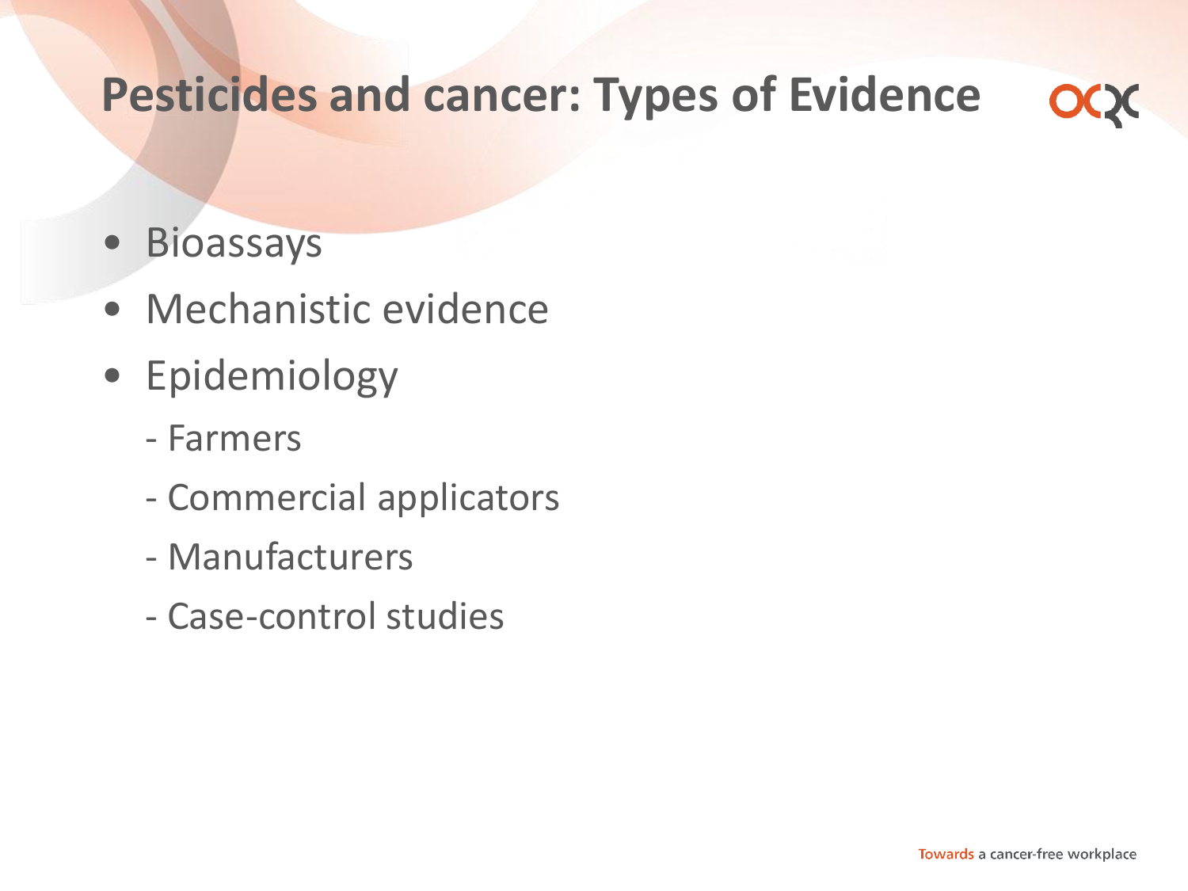# Pesticides and cancer: Types of Evidence

- Bioassays
- Mechanistic evidence
- Epidemiology
  - Farmers
  - Commercial applicators
  - Manufacturers
  - Case-control studies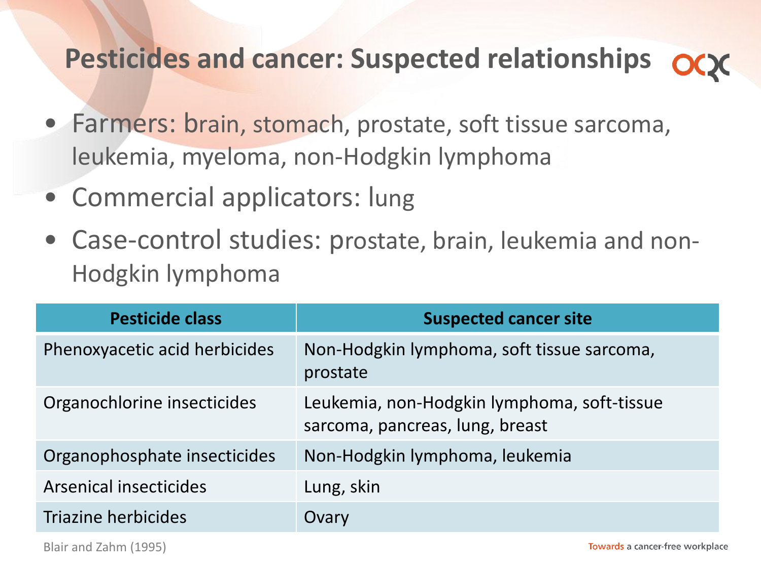# Pesticides and cancer: Suspected relationships

- Farmers: brain, stomach, prostate, soft tissue sarcoma, leukemia, myeloma, non-Hodgkin lymphoma
- Commercial applicators: lung
- Case-control studies: prostate, brain, leukemia and non-Hodgkin lymphoma

| Pesticide class | Suspected cancer site |
|---|---|
| Phenoxyacetic acid herbicides | Non-Hodgkin lymphoma, soft tissue sarcoma, prostate |
| Organochlorine insecticides | Leukemia, non-Hodgkin lymphoma, soft-tissue sarcoma, pancreas, lung, breast |
| Organophosphate insecticides | Non-Hodgkin lymphoma, leukemia |
| Arsenical insecticides | Lung, skin |
| Triazine herbicides | Ovary |

Blair and Zahm (1995)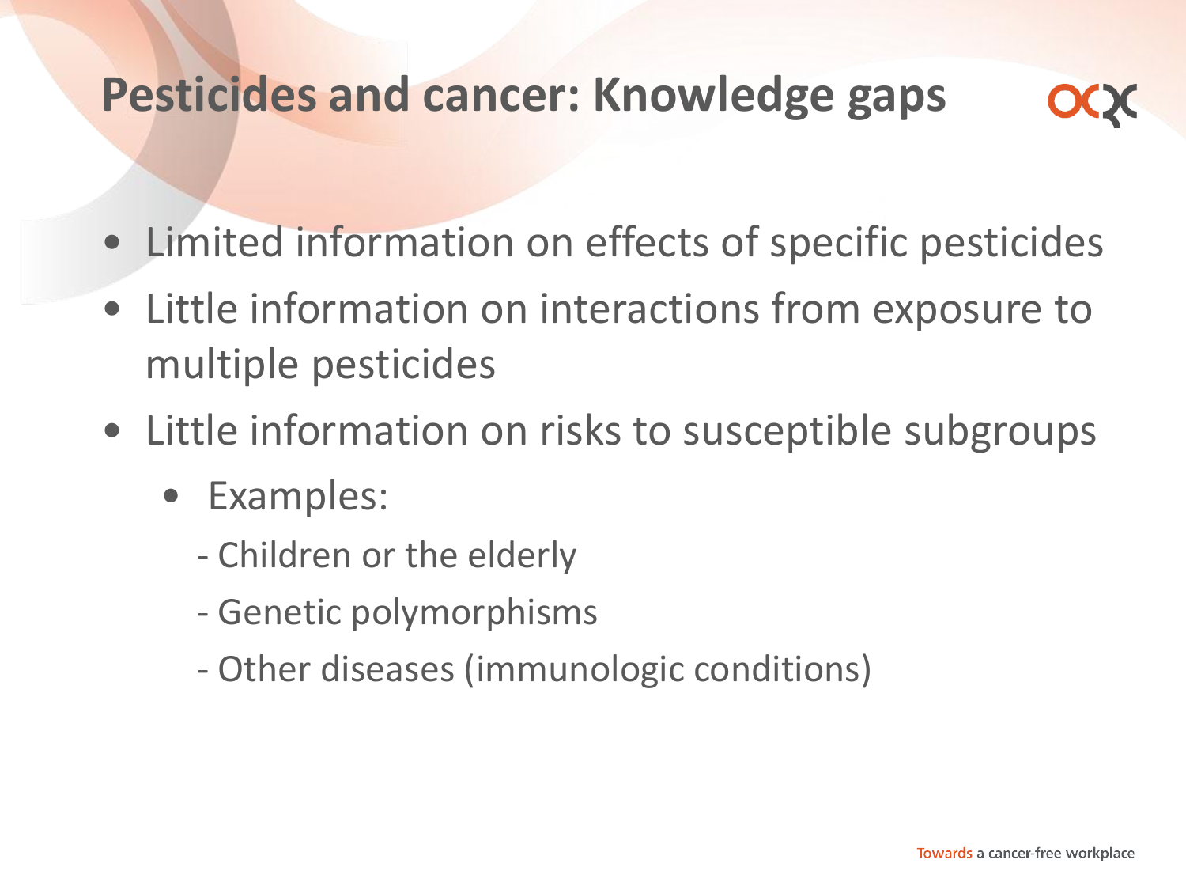# Pesticides and cancer: Knowledge gaps

- Limited information on effects of specific pesticides
- Little information on interactions from exposure to multiple pesticides
- Little information on risks to susceptible subgroups
  - Examples:
    - Children or the elderly
    - Genetic polymorphisms
    - Other diseases (immunologic conditions)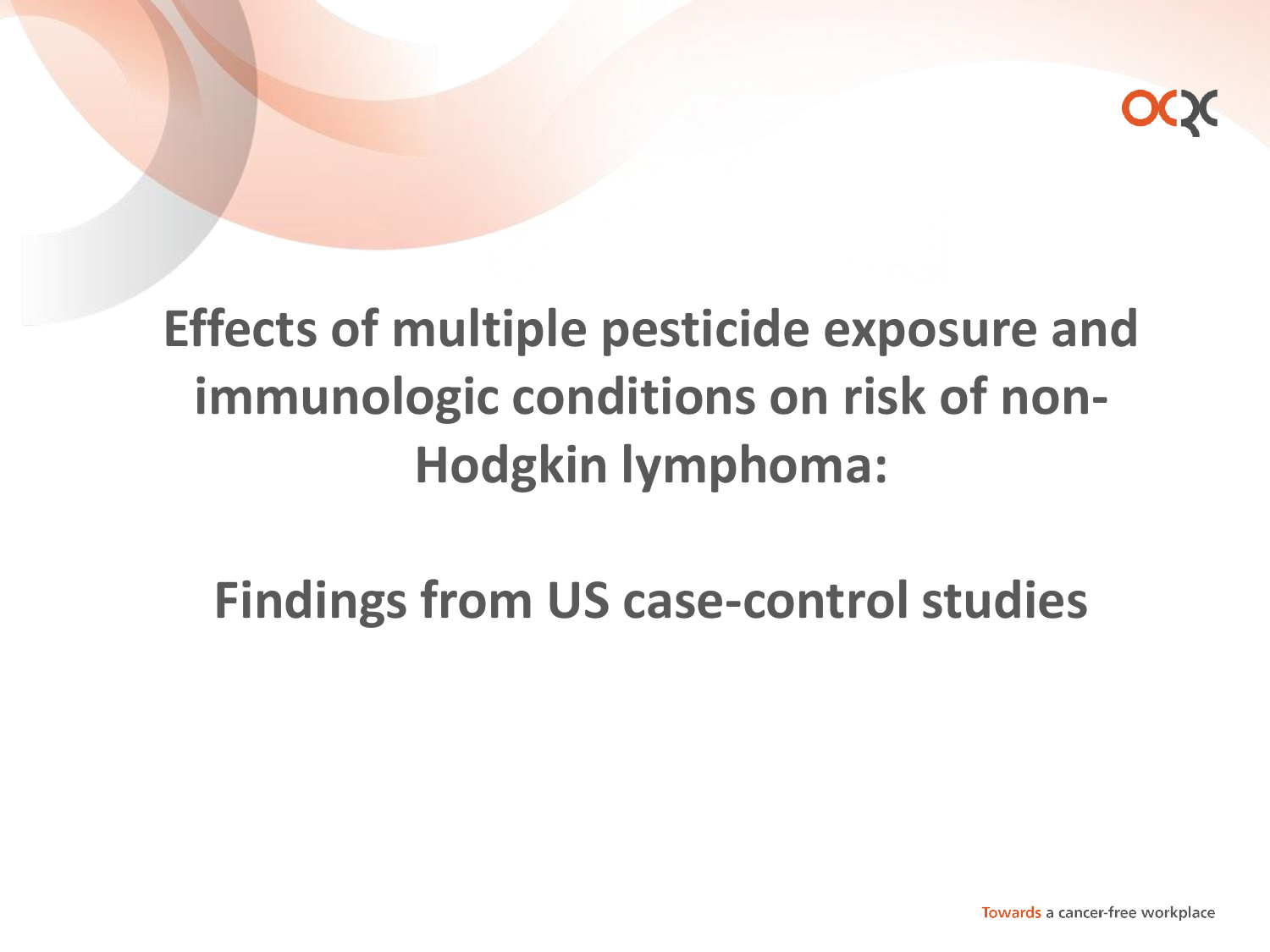# Effects of multiple pesticide exposure and immunologic conditions on risk of non-Hodgkin lymphoma:

## Findings from US case-control studies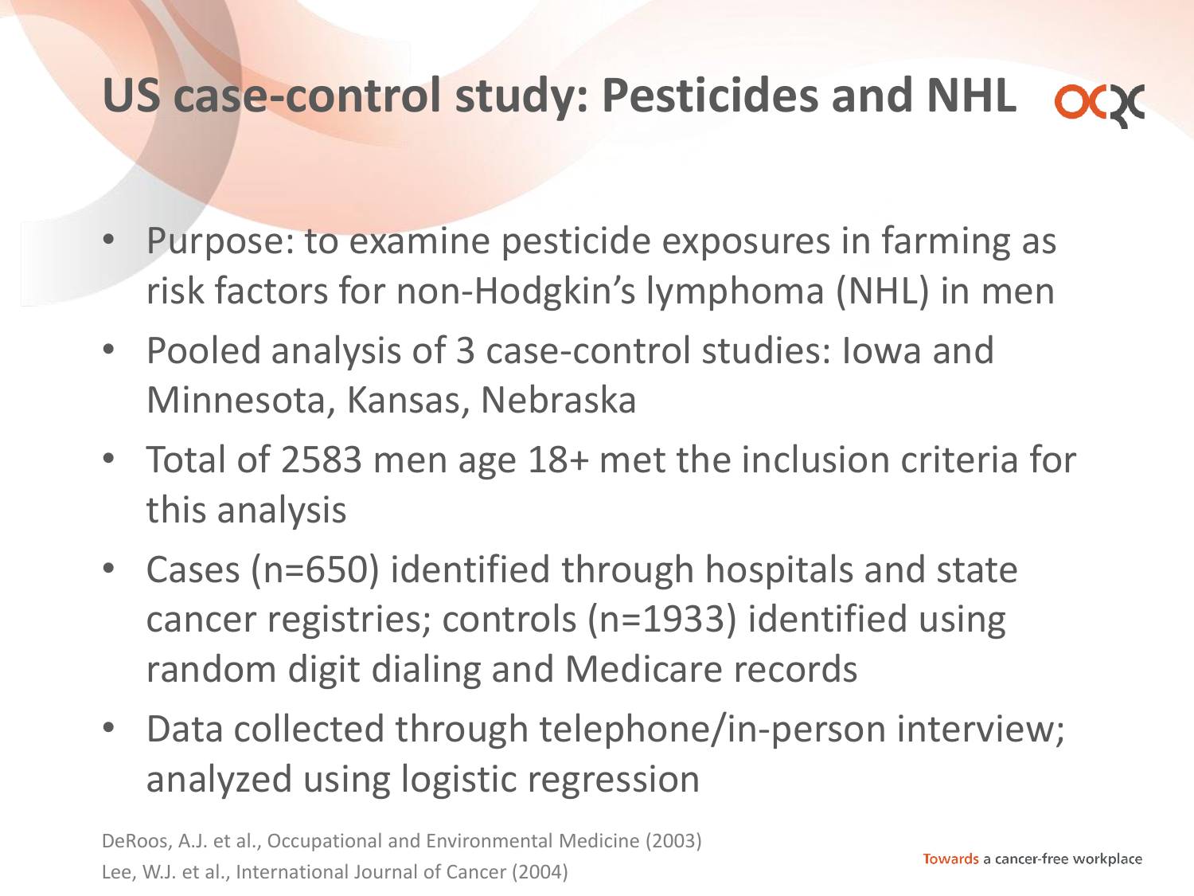# US case-control study: Pesticides and NHL

- Purpose: to examine pesticide exposures in farming as risk factors for non-Hodgkin's lymphoma (NHL) in men
- Pooled analysis of 3 case-control studies: Iowa and Minnesota, Kansas, Nebraska
- Total of 2583 men age 18+ met the inclusion criteria for this analysis
- Cases (n=650) identified through hospitals and state cancer registries; controls (n=1933) identified using random digit dialing and Medicare records
- Data collected through telephone/in-person interview; analyzed using logistic regression

DeRoos, A.J. et al., Occupational and Environmental Medicine (2003)
Lee, W.J. et al., International Journal of Cancer (2004)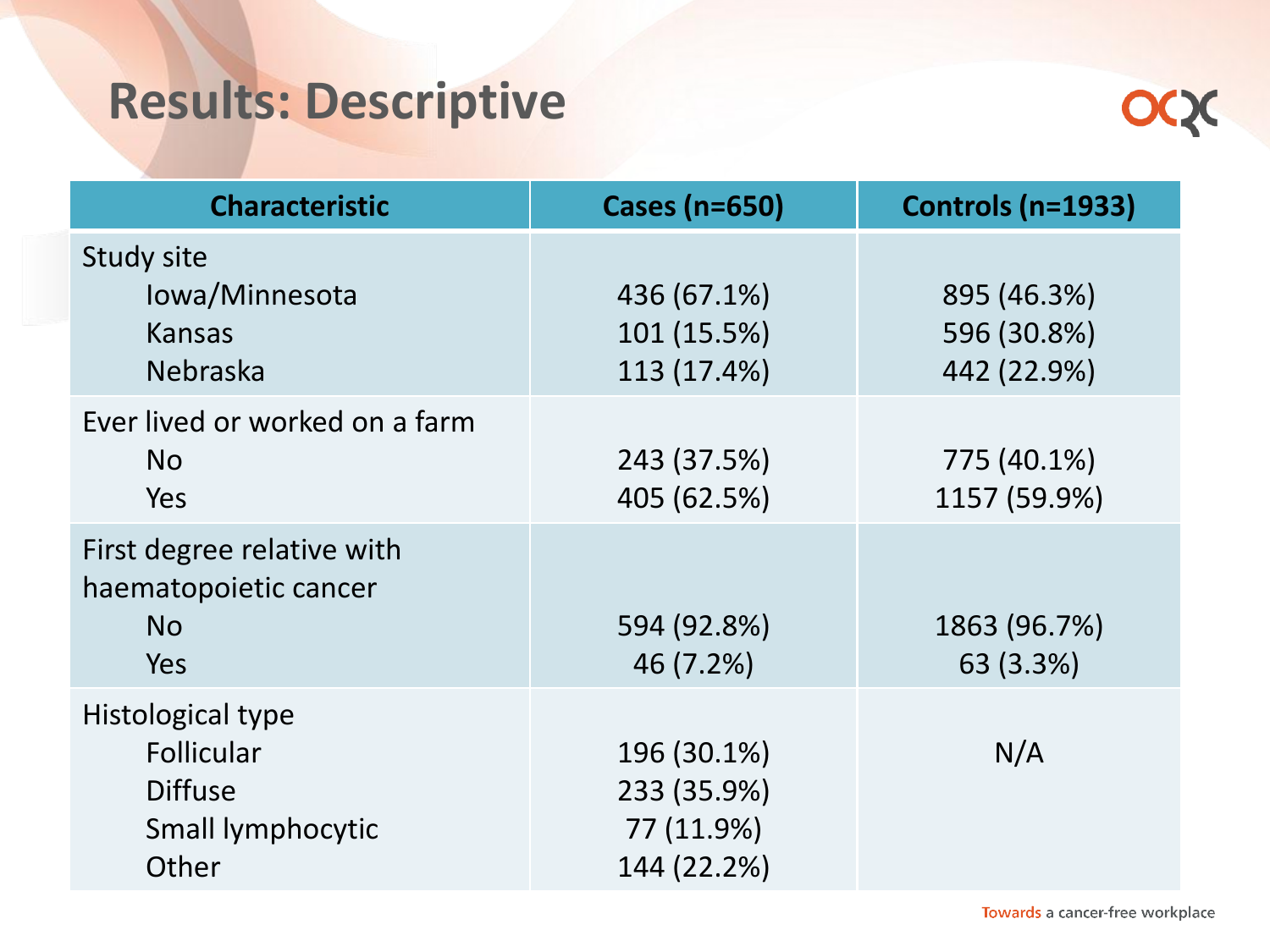# Results: Descriptive

| Characteristic | Cases (n=650) | Controls (n=1933) |
|---|---|---|
| **Study site** | | |
| Iowa/Minnesota | 436 (67.1%) | 895 (46.3%) |
| Kansas | 101 (15.5%) | 596 (30.8%) |
| Nebraska | 113 (17.4%) | 442 (22.9%) |
| **Ever lived or worked on a farm** | | |
| No | 243 (37.5%) | 775 (40.1%) |
| Yes | 405 (62.5%) | 1157 (59.9%) |
| **First degree relative with haematopoietic cancer** | | |
| No | 594 (92.8%) | 1863 (96.7%) |
| Yes | 46 (7.2%) | 63 (3.3%) |
| **Histological type** | | N/A |
| Follicular | 196 (30.1%) | |
| Diffuse | 233 (35.9%) | |
| Small lymphocytic | 77 (11.9%) | |
| Other | 144 (22.2%) | |

Towards a cancer-free workplace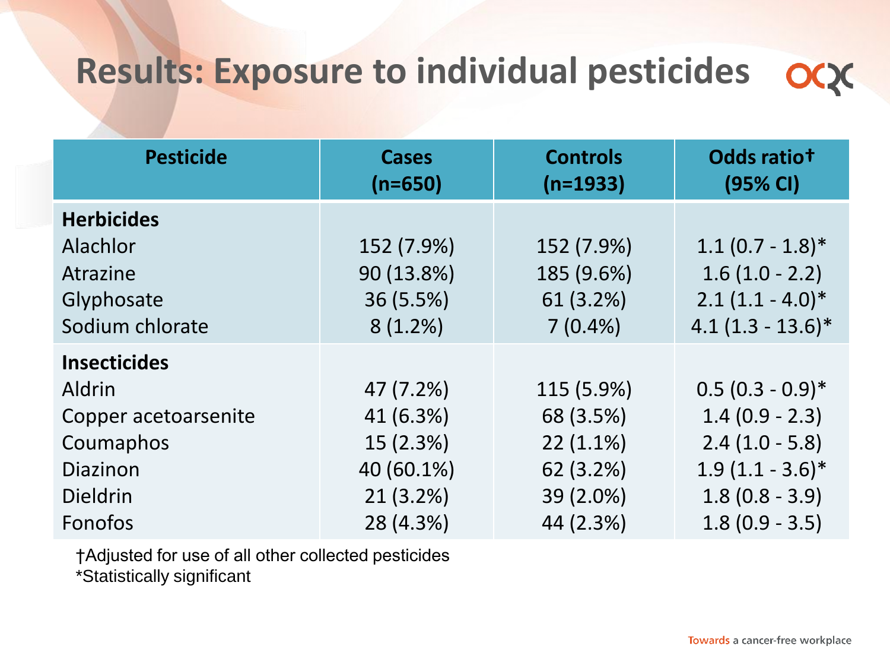# Results: Exposure to individual pesticides

| Pesticide | Cases (n=650) | Controls (n=1933) | Odds ratio† (95% CI) |
|---|---|---|---|
| **Herbicides** | | | |
| Alachlor | 152 (7.9%) | 152 (7.9%) | 1.1 (0.7 - 1.8)* |
| Atrazine | 90 (13.8%) | 185 (9.6%) | 1.6 (1.0 - 2.2) |
| Glyphosate | 36 (5.5%) | 61 (3.2%) | 2.1 (1.1 - 4.0)* |
| Sodium chlorate | 8 (1.2%) | 7 (0.4%) | 4.1 (1.3 - 13.6)* |
| **Insecticides** | | | |
| Aldrin | 47 (7.2%) | 115 (5.9%) | 0.5 (0.3 - 0.9)* |
| Copper acetoarsenite | 41 (6.3%) | 68 (3.5%) | 1.4 (0.9 - 2.3) |
| Coumaphos | 15 (2.3%) | 22 (1.1%) | 2.4 (1.0 - 5.8) |
| Diazinon | 40 (60.1%) | 62 (3.2%) | 1.9 (1.1 - 3.6)* |
| Dieldrin | 21 (3.2%) | 39 (2.0%) | 1.8 (0.8 - 3.9) |
| Fonofos | 28 (4.3%) | 44 (2.3%) | 1.8 (0.9 - 3.5) |

†Adjusted for use of all other collected pesticides
*Statistically significant

Towards a cancer-free workplace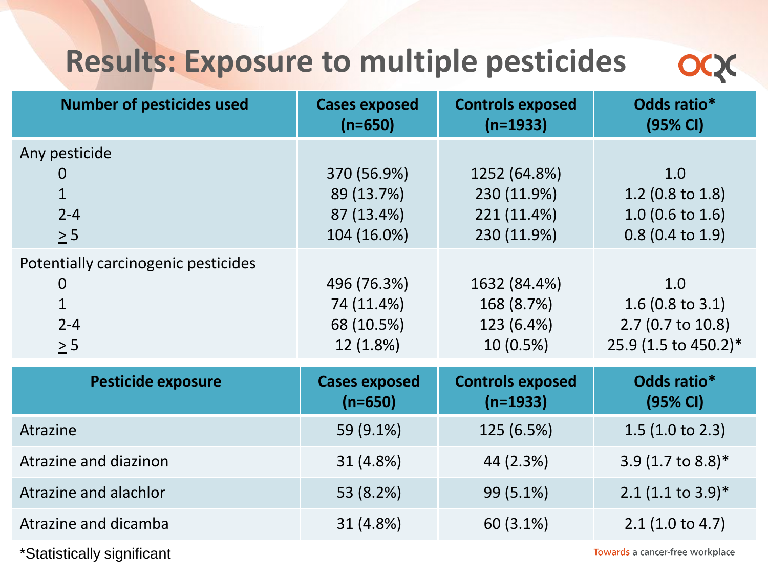# Results: Exposure to multiple pesticides

| Number of pesticides used | Cases exposed (n=650) | Controls exposed (n=1933) | Odds ratio* (95% CI) |
|---|---|---|---|
| **Any pesticide** | | | |
| 0 | 370 (56.9%) | 1252 (64.8%) | 1.0 |
| 1 | 89 (13.7%) | 230 (11.9%) | 1.2 (0.8 to 1.8) |
| 2-4 | 87 (13.4%) | 221 (11.4%) | 1.0 (0.6 to 1.6) |
| ≥ 5 | 104 (16.0%) | 230 (11.9%) | 0.8 (0.4 to 1.9) |
| **Potentially carcinogenic pesticides** | | | |
| 0 | 496 (76.3%) | 1632 (84.4%) | 1.0 |
| 1 | 74 (11.4%) | 168 (8.7%) | 1.6 (0.8 to 3.1) |
| 2-4 | 68 (10.5%) | 123 (6.4%) | 2.7 (0.7 to 10.8) |
| ≥ 5 | 12 (1.8%) | 10 (0.5%) | 25.9 (1.5 to 450.2)* |

| Pesticide exposure | Cases exposed (n=650) | Controls exposed (n=1933) | Odds ratio* (95% CI) |
|---|---|---|---|
| Atrazine | 59 (9.1%) | 125 (6.5%) | 1.5 (1.0 to 2.3) |
| Atrazine and diazinon | 31 (4.8%) | 44 (2.3%) | 3.9 (1.7 to 8.8)* |
| Atrazine and alachlor | 53 (8.2%) | 99 (5.1%) | 2.1 (1.1 to 3.9)* |
| Atrazine and dicamba | 31 (4.8%) | 60 (3.1%) | 2.1 (1.0 to 4.7) |

*Statistically significant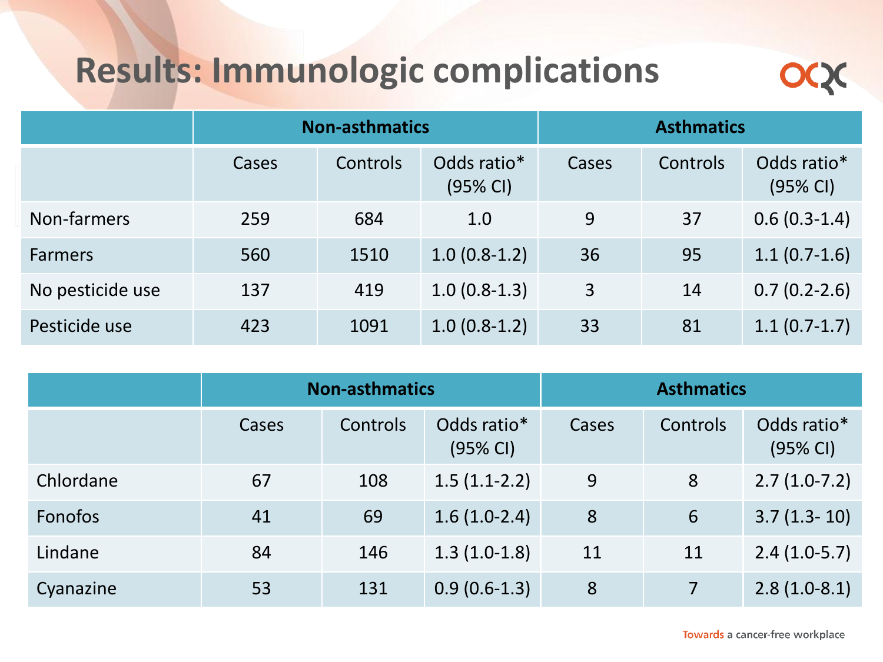# Results: Immunologic complications

| | Non-asthmatics | | | Asthmatics | | |
|---|---|---|---|---|---|---|
| | Cases | Controls | Odds ratio* (95% CI) | Cases | Controls | Odds ratio* (95% CI) |
| Non-farmers | 259 | 684 | 1.0 | 9 | 37 | 0.6 (0.3-1.4) |
| Farmers | 560 | 1510 | 1.0 (0.8-1.2) | 36 | 95 | 1.1 (0.7-1.6) |
| No pesticide use | 137 | 419 | 1.0 (0.8-1.3) | 3 | 14 | 0.7 (0.2-2.6) |
| Pesticide use | 423 | 1091 | 1.0 (0.8-1.2) | 33 | 81 | 1.1 (0.7-1.7) |

| | Non-asthmatics | | | Asthmatics | | |
|---|---|---|---|---|---|---|
| | Cases | Controls | Odds ratio* (95% CI) | Cases | Controls | Odds ratio* (95% CI) |
| Chlordane | 67 | 108 | 1.5 (1.1-2.2) | 9 | 8 | 2.7 (1.0-7.2) |
| Fonofos | 41 | 69 | 1.6 (1.0-2.4) | 8 | 6 | 3.7 (1.3- 10) |
| Lindane | 84 | 146 | 1.3 (1.0-1.8) | 11 | 11 | 2.4 (1.0-5.7) |
| Cyanazine | 53 | 131 | 0.9 (0.6-1.3) | 8 | 7 | 2.8 (1.0-8.1) |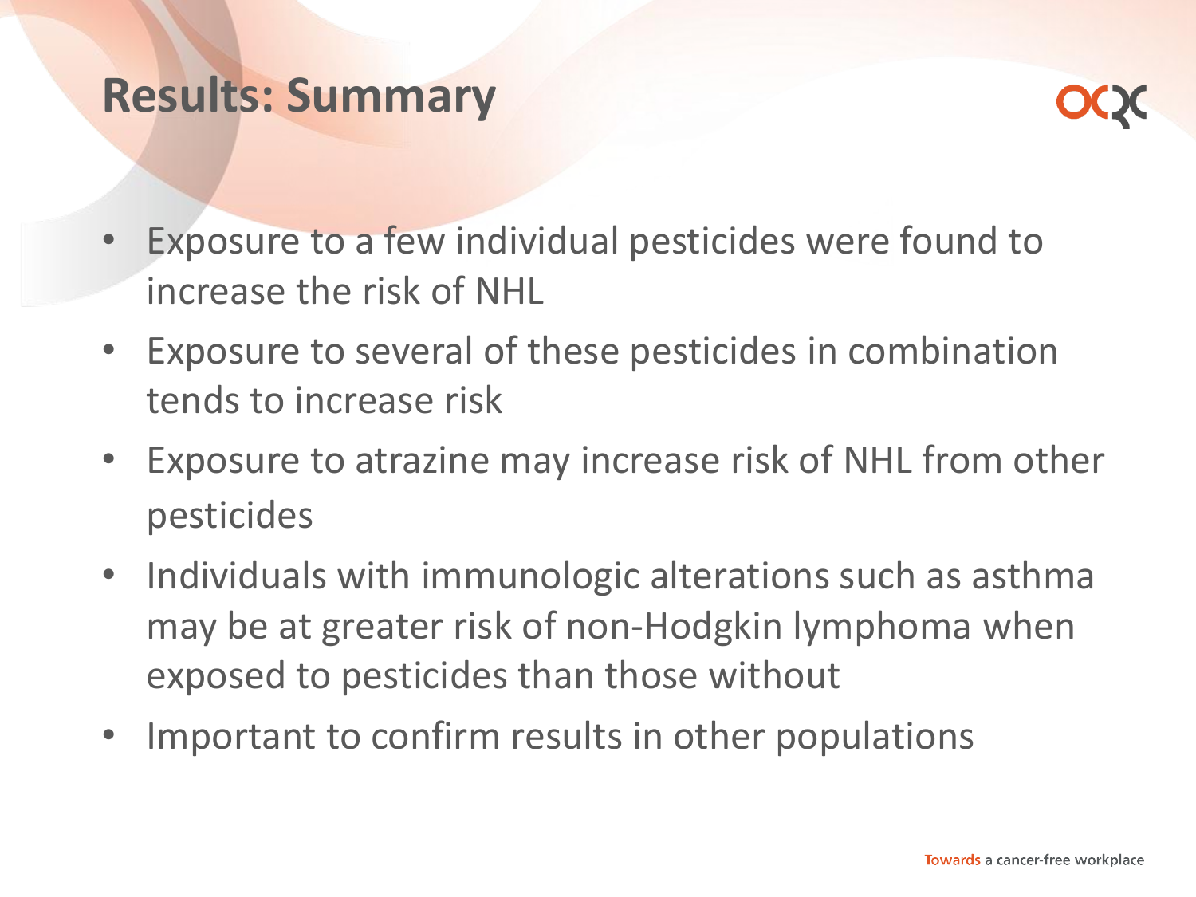# Results: Summary

- Exposure to a few individual pesticides were found to increase the risk of NHL
- Exposure to several of these pesticides in combination tends to increase risk
- Exposure to atrazine may increase risk of NHL from other pesticides
- Individuals with immunologic alterations such as asthma may be at greater risk of non-Hodgkin lymphoma when exposed to pesticides than those without
- Important to confirm results in other populations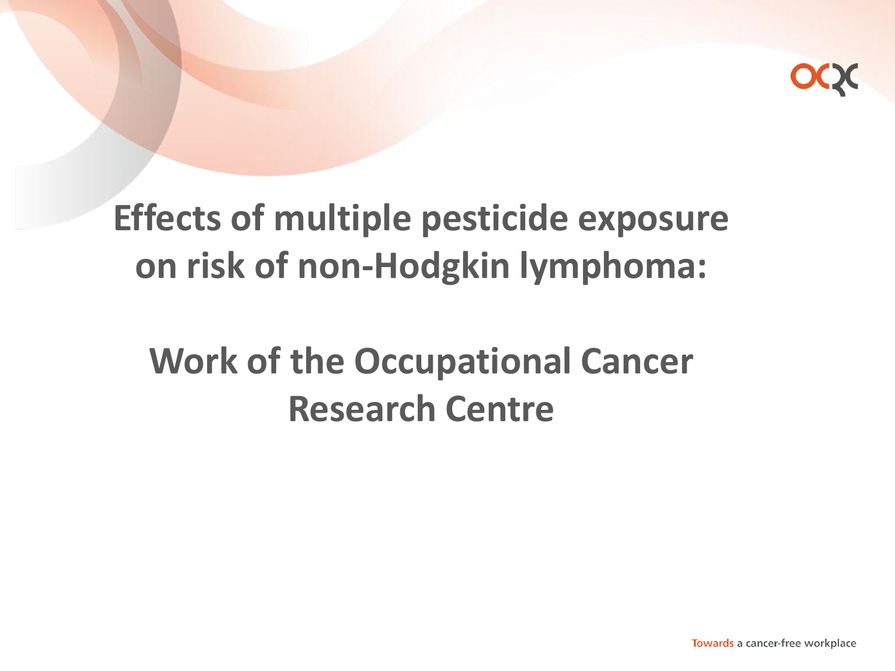# Effects of multiple pesticide exposure on risk of non-Hodgkin lymphoma:

# Work of the Occupational Cancer Research Centre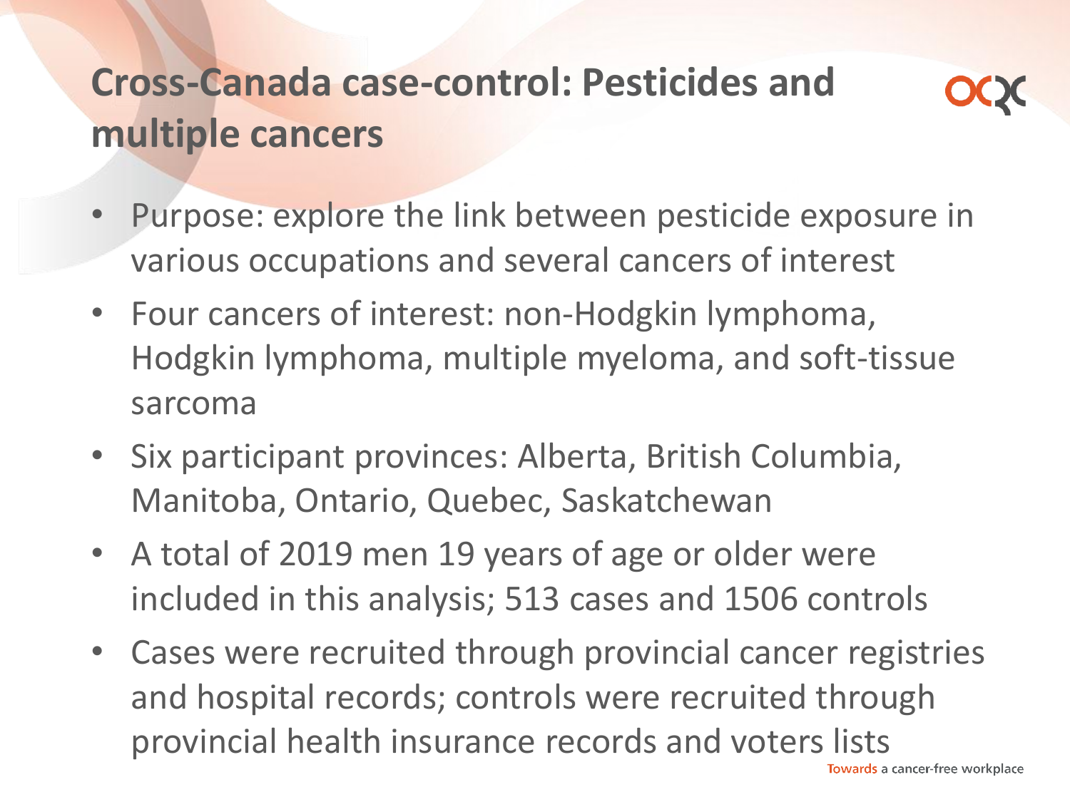# Cross-Canada case-control: Pesticides and multiple cancers

- Purpose: explore the link between pesticide exposure in various occupations and several cancers of interest
- Four cancers of interest: non-Hodgkin lymphoma, Hodgkin lymphoma, multiple myeloma, and soft-tissue sarcoma
- Six participant provinces: Alberta, British Columbia, Manitoba, Ontario, Quebec, Saskatchewan
- A total of 2019 men 19 years of age or older were included in this analysis; 513 cases and 1506 controls
- Cases were recruited through provincial cancer registries and hospital records; controls were recruited through provincial health insurance records and voters lists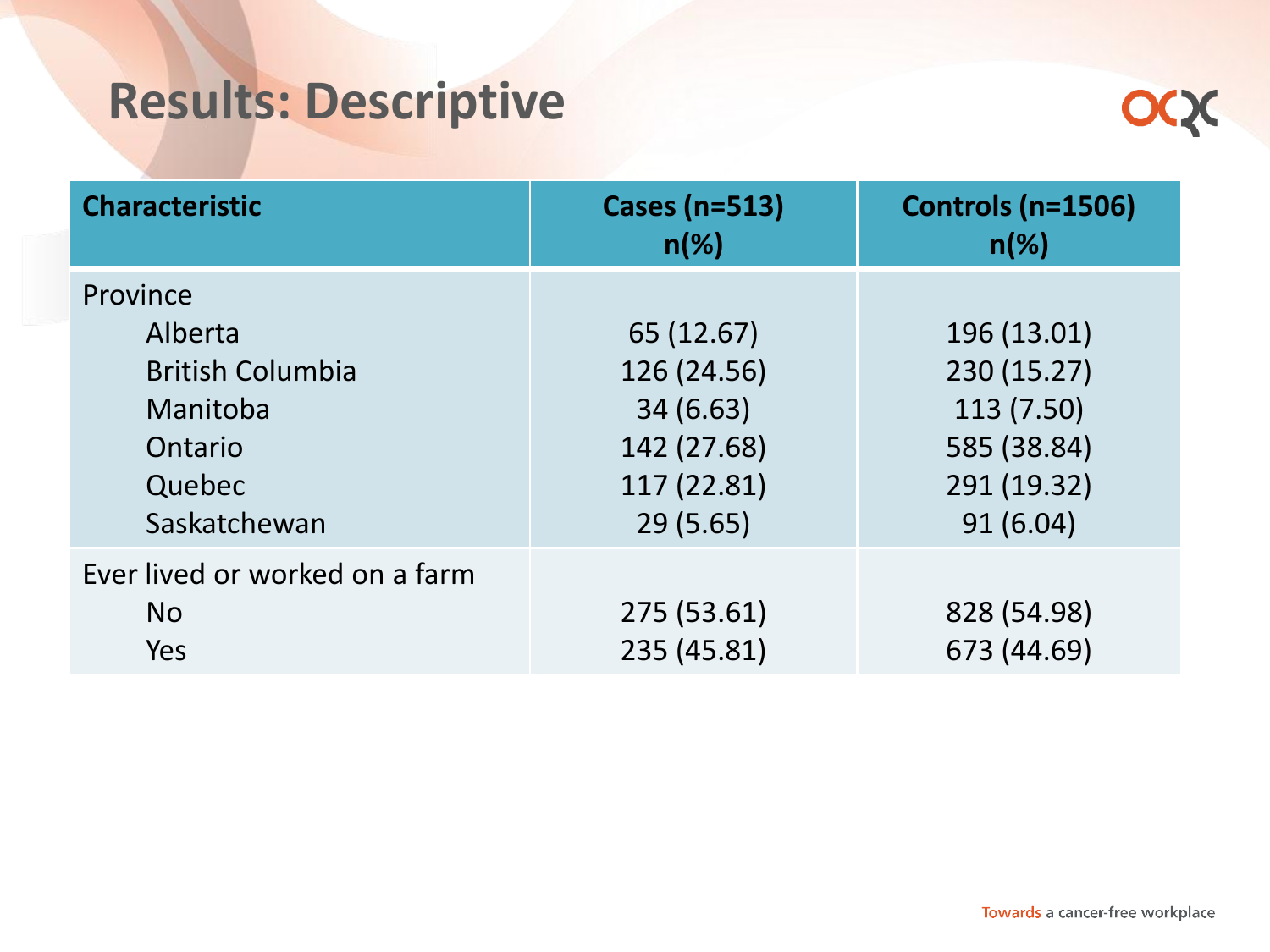# Results: Descriptive

| Characteristic | Cases (n=513) n(%) | Controls (n=1506) n(%) |
|---|---|---|
| Province | | |
| Alberta | 65 (12.67) | 196 (13.01) |
| British Columbia | 126 (24.56) | 230 (15.27) |
| Manitoba | 34 (6.63) | 113 (7.50) |
| Ontario | 142 (27.68) | 585 (38.84) |
| Quebec | 117 (22.81) | 291 (19.32) |
| Saskatchewan | 29 (5.65) | 91 (6.04) |
| Ever lived or worked on a farm | | |
| No | 275 (53.61) | 828 (54.98) |
| Yes | 235 (45.81) | 673 (44.69) |

Towards a cancer-free workplace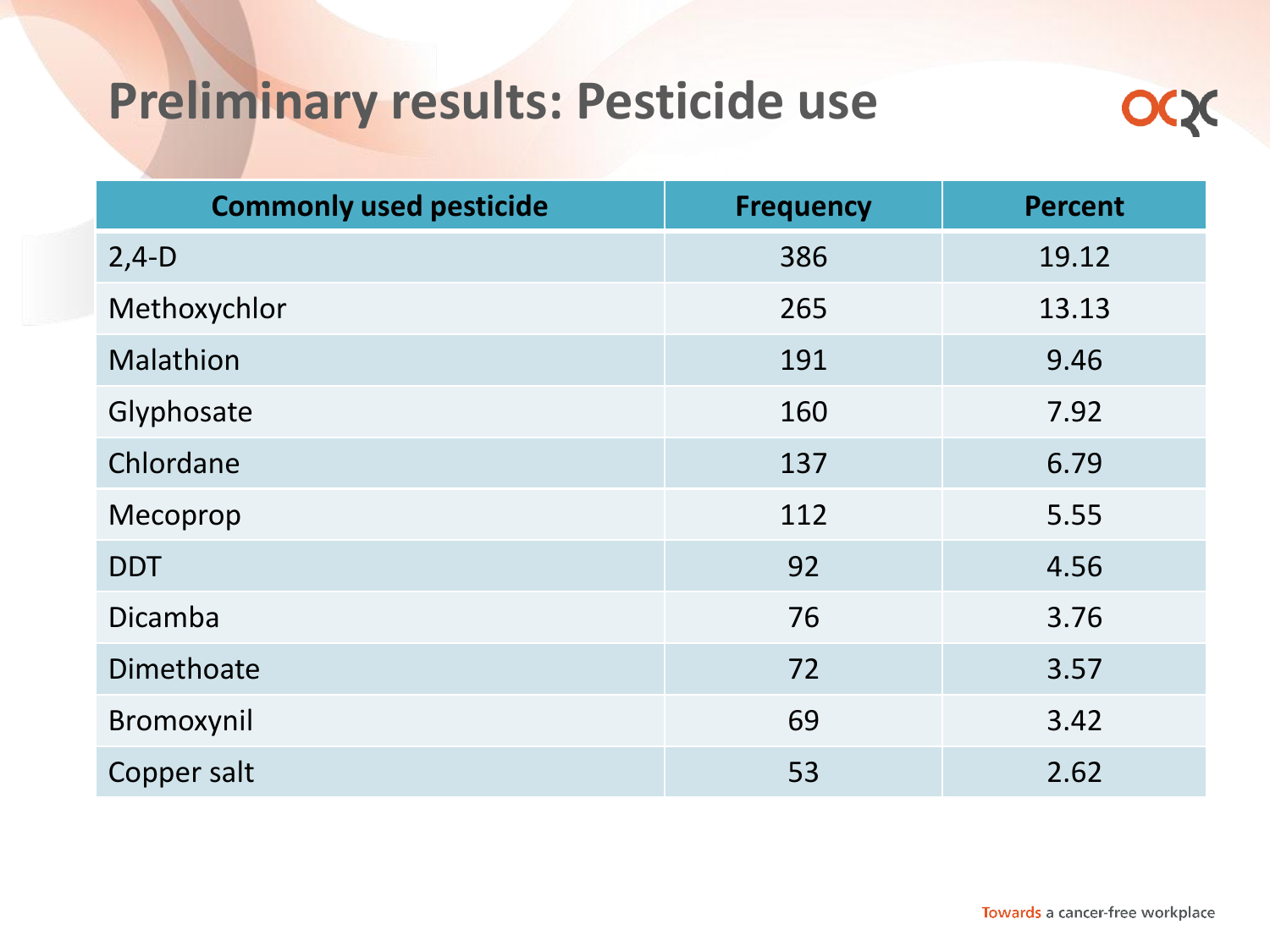# Preliminary results: Pesticide use

| Commonly used pesticide | Frequency | Percent |
|---|---|---|
| 2,4-D | 386 | 19.12 |
| Methoxychlor | 265 | 13.13 |
| Malathion | 191 | 9.46 |
| Glyphosate | 160 | 7.92 |
| Chlordane | 137 | 6.79 |
| Mecoprop | 112 | 5.55 |
| DDT | 92 | 4.56 |
| Dicamba | 76 | 3.76 |
| Dimethoate | 72 | 3.57 |
| Bromoxynil | 69 | 3.42 |
| Copper salt | 53 | 2.62 |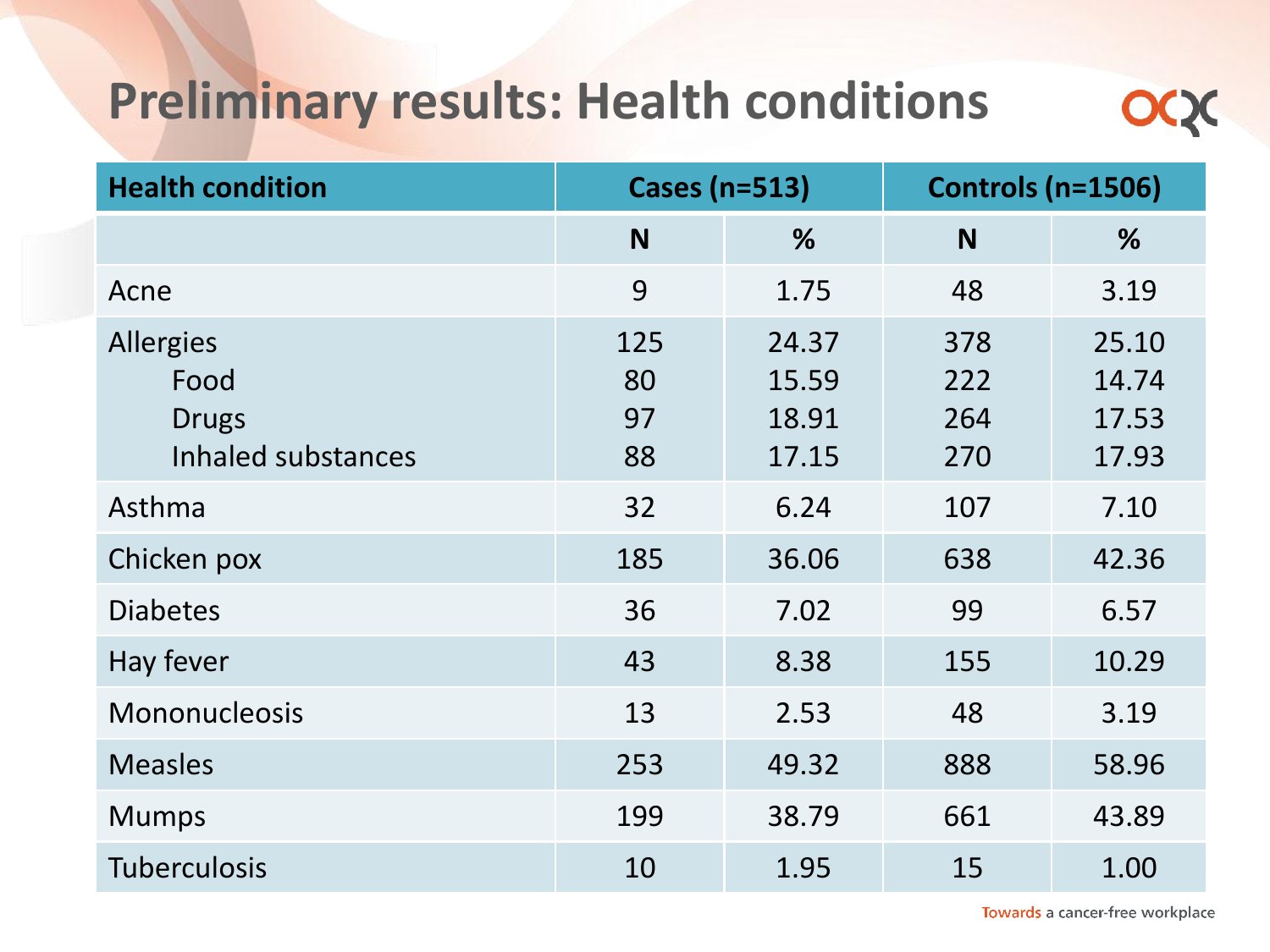# Preliminary results: Health conditions

| Health condition | Cases (n=513) | | Controls (n=1506) | |
|---|---|---|---|---|
| | N | % | N | % |
| Acne | 9 | 1.75 | 48 | 3.19 |
| Allergies | 125 | 24.37 | 378 | 25.10 |
| Food | 80 | 15.59 | 222 | 14.74 |
| Drugs | 97 | 18.91 | 264 | 17.53 |
| Inhaled substances | 88 | 17.15 | 270 | 17.93 |
| Asthma | 32 | 6.24 | 107 | 7.10 |
| Chicken pox | 185 | 36.06 | 638 | 42.36 |
| Diabetes | 36 | 7.02 | 99 | 6.57 |
| Hay fever | 43 | 8.38 | 155 | 10.29 |
| Mononucleosis | 13 | 2.53 | 48 | 3.19 |
| Measles | 253 | 49.32 | 888 | 58.96 |
| Mumps | 199 | 38.79 | 661 | 43.89 |
| Tuberculosis | 10 | 1.95 | 15 | 1.00 |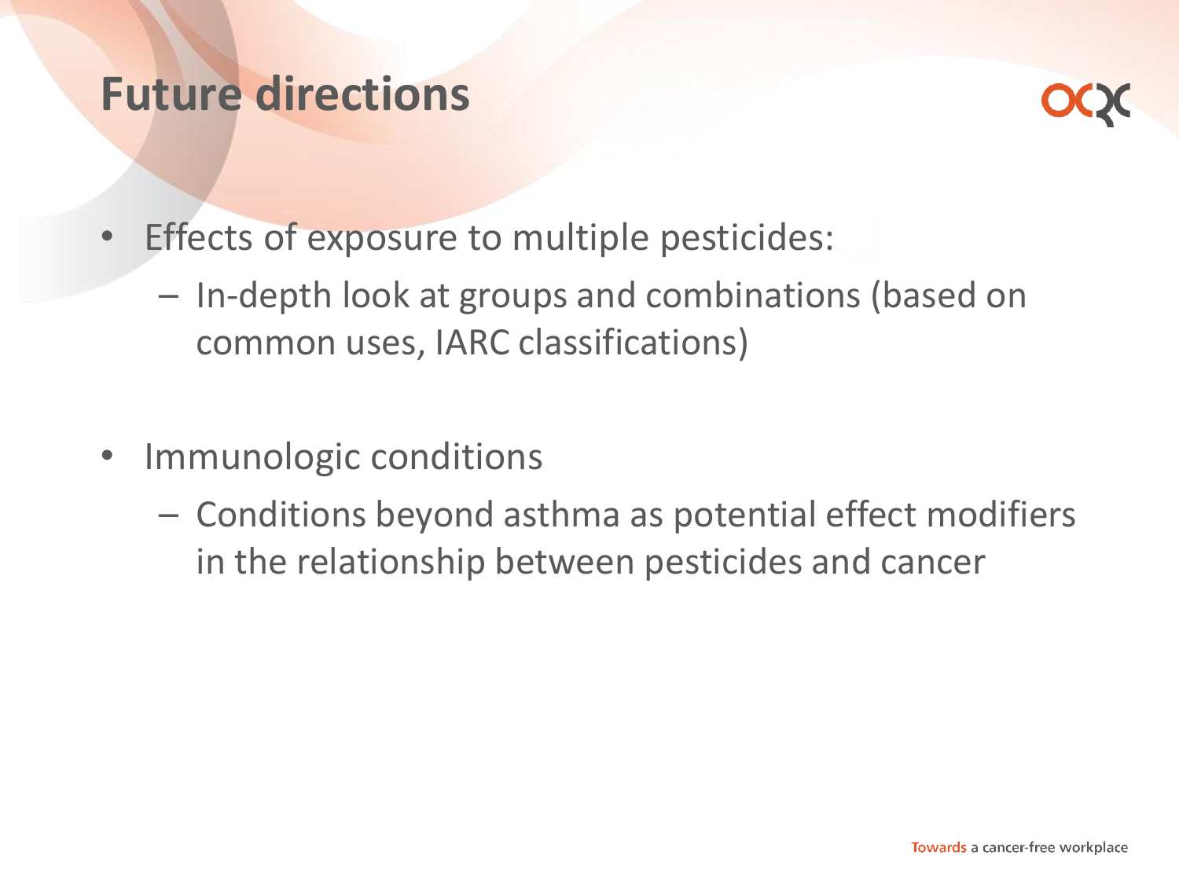# Future directions

- Effects of exposure to multiple pesticides:
  - In-depth look at groups and combinations (based on common uses, IARC classifications)

- Immunologic conditions
  - Conditions beyond asthma as potential effect modifiers in the relationship between pesticides and cancer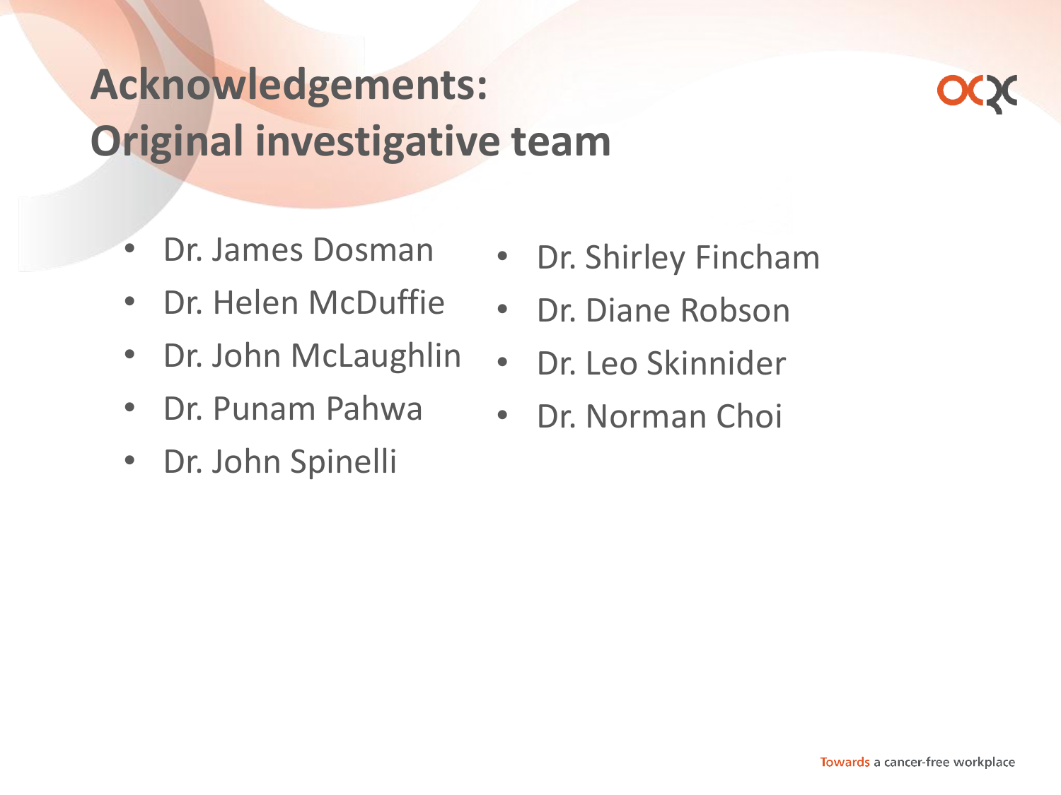# Acknowledgements: Original investigative team

- Dr. James Dosman
- Dr. Helen McDuffie
- Dr. John McLaughlin
- Dr. Punam Pahwa
- Dr. John Spinelli
- Dr. Shirley Fincham
- Dr. Diane Robson
- Dr. Leo Skinnider
- Dr. Norman Choi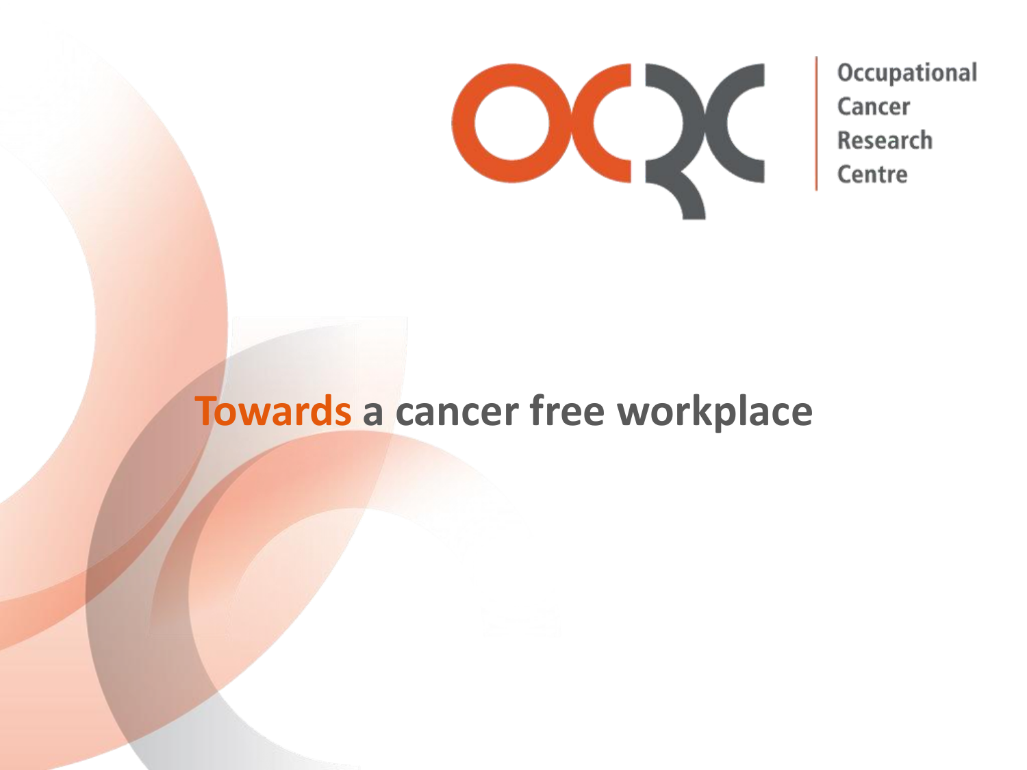Occupational Cancer Research Centre

# Towards a cancer free workplace